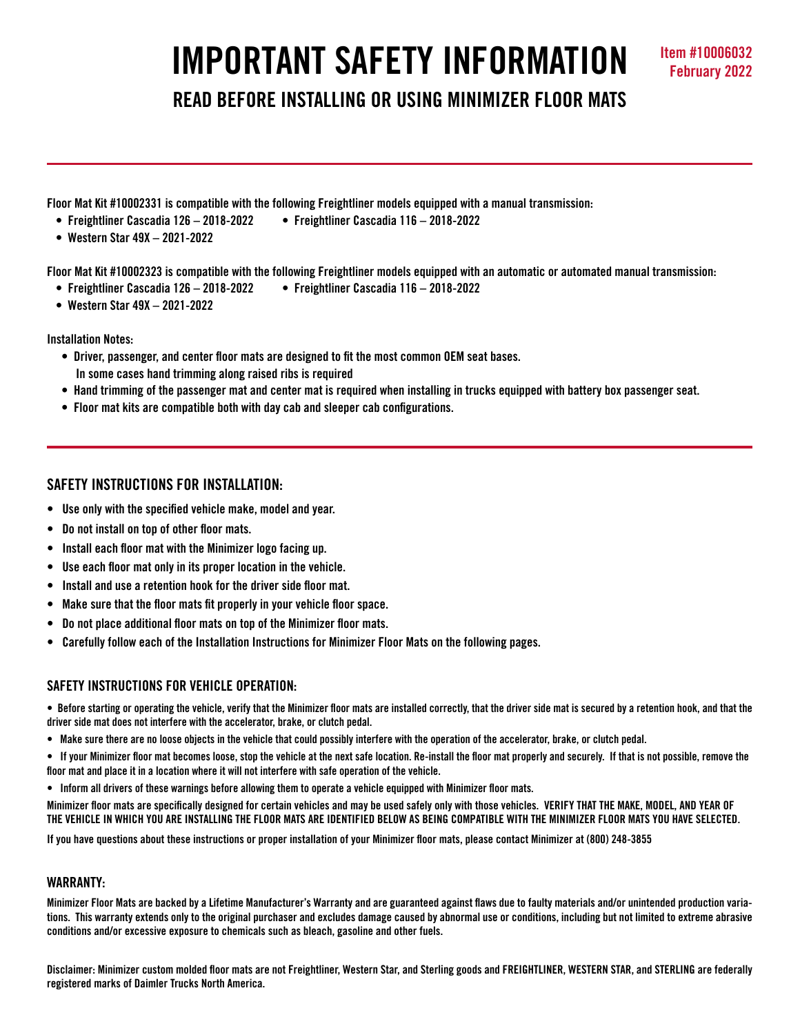# IMPORTANT SAFETY INFORMATION

Item #10006032
February 2022

## READ BEFORE INSTALLING OR USING MINIMIZER FLOOR MATS

---

**Floor Mat Kit #10002331 is compatible with the following Freightliner models equipped with a manual transmission:**

- **Freightliner Cascadia 126 – 2018-2022**
- **Freightliner Cascadia 116 – 2018-2022**
- **Western Star 49X – 2021-2022**

**Floor Mat Kit #10002323 is compatible with the following Freightliner models equipped with an automatic or automated manual transmission:**

- **Freightliner Cascadia 126 – 2018-2022**
- **Freightliner Cascadia 116 – 2018-2022**
- **Western Star 49X – 2021-2022**

**Installation Notes:**

- **Driver, passenger, and center floor mats are designed to fit the most common OEM seat bases. In some cases hand trimming along raised ribs is required**
- **Hand trimming of the passenger mat and center mat is required when installing in trucks equipped with battery box passenger seat.**
- **Floor mat kits are compatible both with day cab and sleeper cab configurations.**

---

### SAFETY INSTRUCTIONS FOR INSTALLATION:

- **Use only with the specified vehicle make, model and year.**
- **Do not install on top of other floor mats.**
- **Install each floor mat with the Minimizer logo facing up.**
- **Use each floor mat only in its proper location in the vehicle.**
- **Install and use a retention hook for the driver side floor mat.**
- **Make sure that the floor mats fit properly in your vehicle floor space.**
- **Do not place additional floor mats on top of the Minimizer floor mats.**
- **Carefully follow each of the Installation Instructions for Minimizer Floor Mats on the following pages.**

### SAFETY INSTRUCTIONS FOR VEHICLE OPERATION:

- **Before starting or operating the vehicle, verify that the Minimizer floor mats are installed correctly, that the driver side mat is secured by a retention hook, and that the driver side mat does not interfere with the accelerator, brake, or clutch pedal.**
- **Make sure there are no loose objects in the vehicle that could possibly interfere with the operation of the accelerator, brake, or clutch pedal.**
- **If your Minimizer floor mat becomes loose, stop the vehicle at the next safe location. Re-install the floor mat properly and securely. If that is not possible, remove the floor mat and place it in a location where it will not interfere with safe operation of the vehicle.**
- **Inform all drivers of these warnings before allowing them to operate a vehicle equipped with Minimizer floor mats.**

**Minimizer floor mats are specifically designed for certain vehicles and may be used safely only with those vehicles. VERIFY THAT THE MAKE, MODEL, AND YEAR OF THE VEHICLE IN WHICH YOU ARE INSTALLING THE FLOOR MATS ARE IDENTIFIED BELOW AS BEING COMPATIBLE WITH THE MINIMIZER FLOOR MATS YOU HAVE SELECTED.**

**If you have questions about these instructions or proper installation of your Minimizer floor mats, please contact Minimizer at (800) 248-3855**

### WARRANTY:

**Minimizer Floor Mats are backed by a Lifetime Manufacturer's Warranty and are guaranteed against flaws due to faulty materials and/or unintended production variations. This warranty extends only to the original purchaser and excludes damage caused by abnormal use or conditions, including but not limited to extreme abrasive conditions and/or excessive exposure to chemicals such as bleach, gasoline and other fuels.**

**Disclaimer: Minimizer custom molded floor mats are not Freightliner, Western Star, and Sterling goods and FREIGHTLINER, WESTERN STAR, and STERLING are federally registered marks of Daimler Trucks North America.**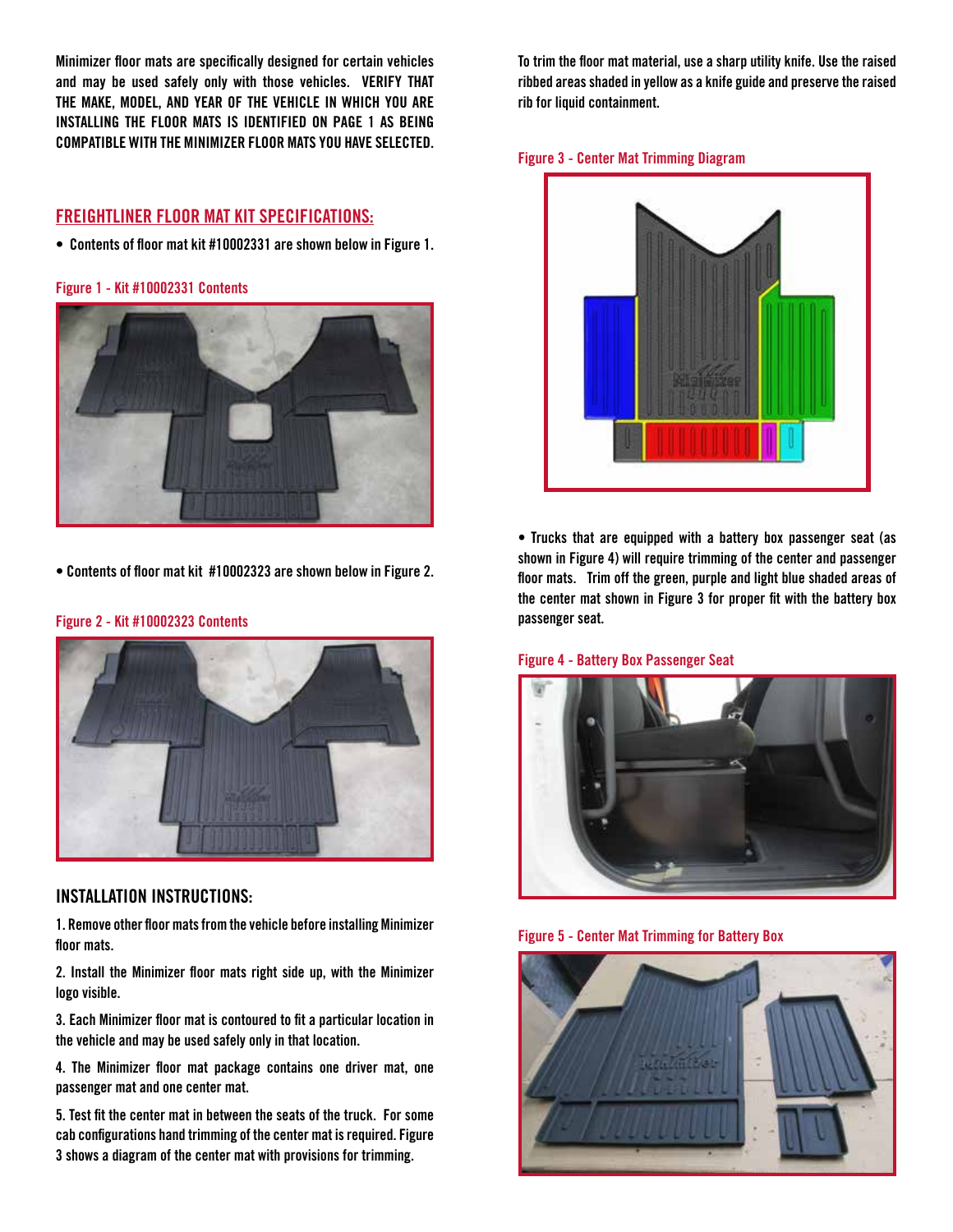Minimizer floor mats are specifically designed for certain vehicles and may be used safely only with those vehicles. **VERIFY THAT THE MAKE, MODEL, AND YEAR OF THE VEHICLE IN WHICH YOU ARE INSTALLING THE FLOOR MATS IS IDENTIFIED ON PAGE 1 AS BEING COMPATIBLE WITH THE MINIMIZER FLOOR MATS YOU HAVE SELECTED.**

## FREIGHTLINER FLOOR MAT KIT SPECIFICATIONS:

- Contents of floor mat kit #10002331 are shown below in Figure 1.

Figure 1 - Kit #10002331 Contents

- Contents of floor mat kit #10002323 are shown below in Figure 2.

Figure 2 - Kit #10002323 Contents

## INSTALLATION INSTRUCTIONS:

1. Remove other floor mats from the vehicle before installing Minimizer floor mats.
2. Install the Minimizer floor mats right side up, with the Minimizer logo visible.
3. Each Minimizer floor mat is contoured to fit a particular location in the vehicle and may be used safely only in that location.
4. The Minimizer floor mat package contains one driver mat, one passenger mat and one center mat.
5. Test fit the center mat in between the seats of the truck. For some cab configurations hand trimming of the center mat is required. Figure 3 shows a diagram of the center mat with provisions for trimming.

To trim the floor mat material, use a sharp utility knife. Use the raised ribbed areas shaded in yellow as a knife guide and preserve the raised rib for liquid containment.

Figure 3 - Center Mat Trimming Diagram

- Trucks that are equipped with a battery box passenger seat (as shown in Figure 4) will require trimming of the center and passenger floor mats. Trim off the green, purple and light blue shaded areas of the center mat shown in Figure 3 for proper fit with the battery box passenger seat.

Figure 4 - Battery Box Passenger Seat

Figure 5 - Center Mat Trimming for Battery Box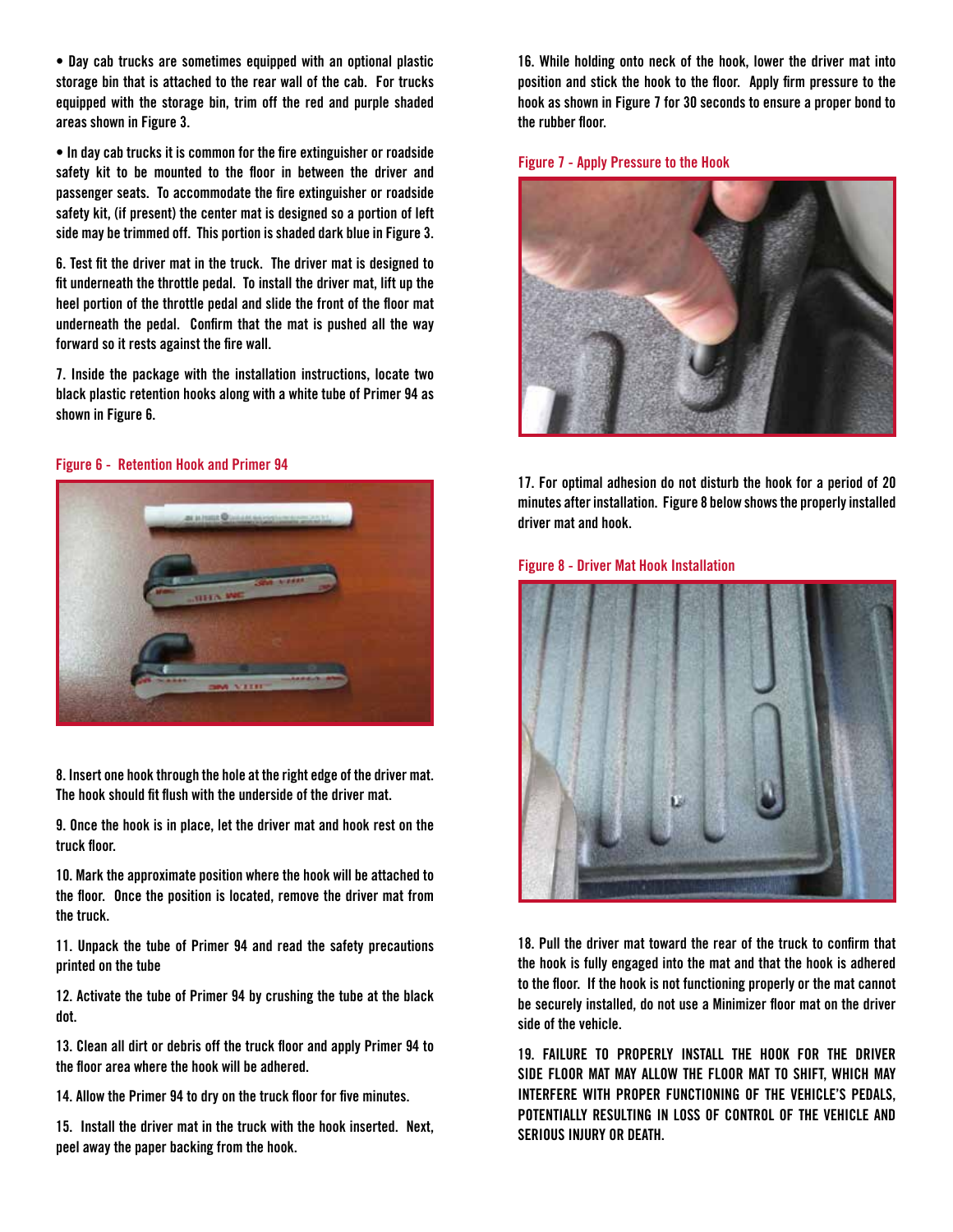- Day cab trucks are sometimes equipped with an optional plastic storage bin that is attached to the rear wall of the cab. For trucks equipped with the storage bin, trim off the red and purple shaded areas shown in Figure 3.

- In day cab trucks it is common for the fire extinguisher or roadside safety kit to be mounted to the floor in between the driver and passenger seats. To accommodate the fire extinguisher or roadside safety kit, (if present) the center mat is designed so a portion of left side may be trimmed off. This portion is shaded dark blue in Figure 3.

6. Test fit the driver mat in the truck. The driver mat is designed to fit underneath the throttle pedal. To install the driver mat, lift up the heel portion of the throttle pedal and slide the front of the floor mat underneath the pedal. Confirm that the mat is pushed all the way forward so it rests against the fire wall.

7. Inside the package with the installation instructions, locate two black plastic retention hooks along with a white tube of Primer 94 as shown in Figure 6.

Figure 6 - Retention Hook and Primer 94

8. Insert one hook through the hole at the right edge of the driver mat. The hook should fit flush with the underside of the driver mat.

9. Once the hook is in place, let the driver mat and hook rest on the truck floor.

10. Mark the approximate position where the hook will be attached to the floor. Once the position is located, remove the driver mat from the truck.

11. Unpack the tube of Primer 94 and read the safety precautions printed on the tube

12. Activate the tube of Primer 94 by crushing the tube at the black dot.

13. Clean all dirt or debris off the truck floor and apply Primer 94 to the floor area where the hook will be adhered.

14. Allow the Primer 94 to dry on the truck floor for five minutes.

15. Install the driver mat in the truck with the hook inserted. Next, peel away the paper backing from the hook.

16. While holding onto neck of the hook, lower the driver mat into position and stick the hook to the floor. Apply firm pressure to the hook as shown in Figure 7 for 30 seconds to ensure a proper bond to the rubber floor.

Figure 7 - Apply Pressure to the Hook

17. For optimal adhesion do not disturb the hook for a period of 20 minutes after installation. Figure 8 below shows the properly installed driver mat and hook.

Figure 8 - Driver Mat Hook Installation

18. Pull the driver mat toward the rear of the truck to confirm that the hook is fully engaged into the mat and that the hook is adhered to the floor. If the hook is not functioning properly or the mat cannot be securely installed, do not use a Minimizer floor mat on the driver side of the vehicle.

19. FAILURE TO PROPERLY INSTALL THE HOOK FOR THE DRIVER SIDE FLOOR MAT MAY ALLOW THE FLOOR MAT TO SHIFT, WHICH MAY INTERFERE WITH PROPER FUNCTIONING OF THE VEHICLE'S PEDALS, POTENTIALLY RESULTING IN LOSS OF CONTROL OF THE VEHICLE AND SERIOUS INJURY OR DEATH.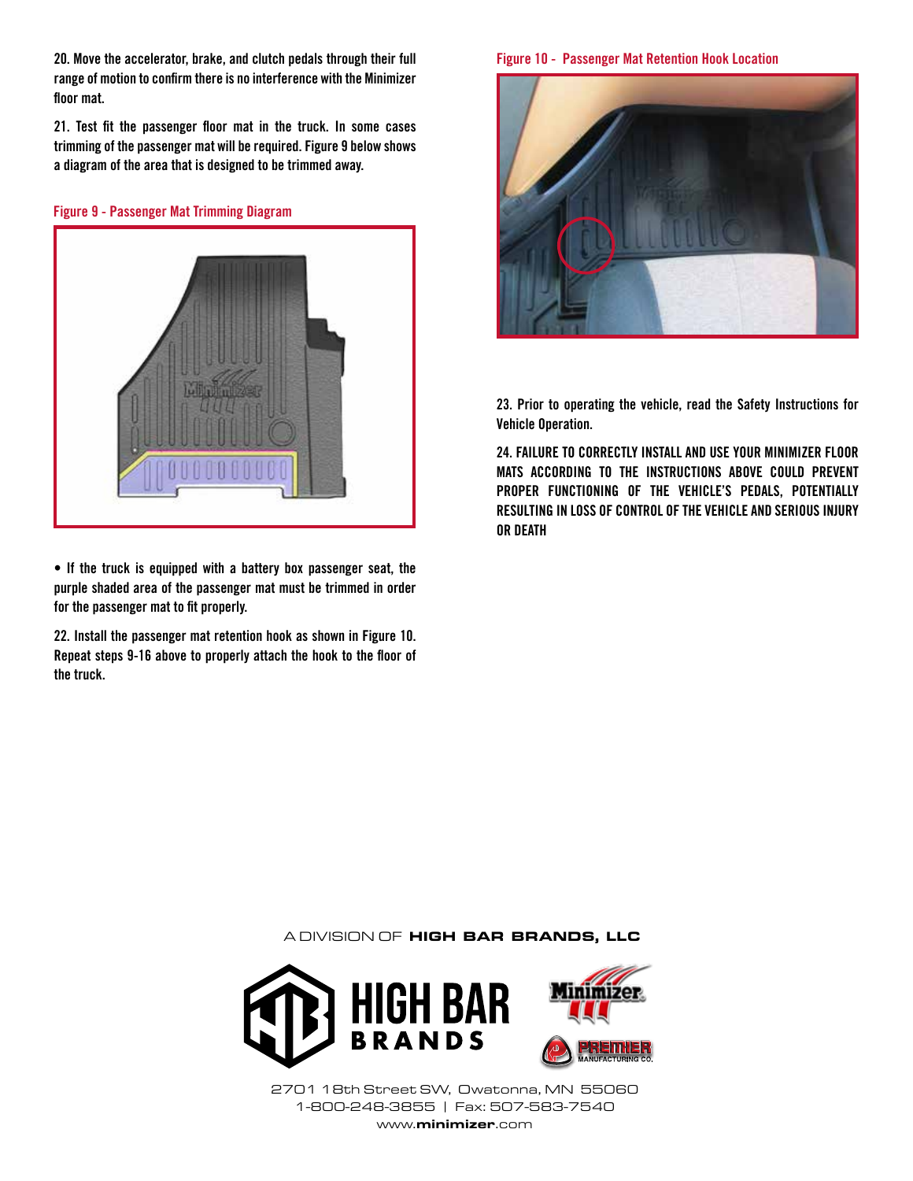20. Move the accelerator, brake, and clutch pedals through their full range of motion to confirm there is no interference with the Minimizer floor mat.

21. Test fit the passenger floor mat in the truck. In some cases trimming of the passenger mat will be required. Figure 9 below shows a diagram of the area that is designed to be trimmed away.

Figure 9 - Passenger Mat Trimming Diagram

• If the truck is equipped with a battery box passenger seat, the purple shaded area of the passenger mat must be trimmed in order for the passenger mat to fit properly.

22. Install the passenger mat retention hook as shown in Figure 10. Repeat steps 9-16 above to properly attach the hook to the floor of the truck.

Figure 10 - Passenger Mat Retention Hook Location

23. Prior to operating the vehicle, read the Safety Instructions for Vehicle Operation.

**24. FAILURE TO CORRECTLY INSTALL AND USE YOUR MINIMIZER FLOOR MATS ACCORDING TO THE INSTRUCTIONS ABOVE COULD PREVENT PROPER FUNCTIONING OF THE VEHICLE'S PEDALS, POTENTIALLY RESULTING IN LOSS OF CONTROL OF THE VEHICLE AND SERIOUS INJURY OR DEATH**

A DIVISION OF **HIGH BAR BRANDS, LLC**

2701 18th Street SW, Owatonna, MN 55060
1-800-248-3855 | Fax: 507-583-7540
www.**minimizer**.com